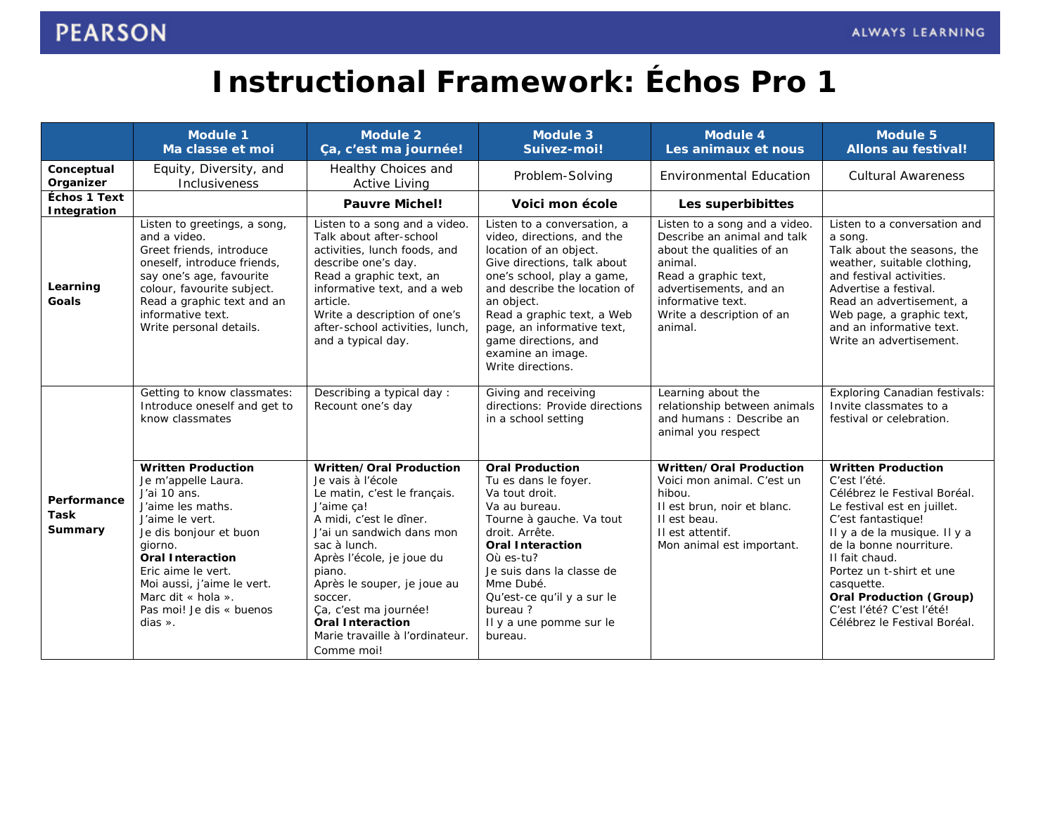# Instructional Framework: Échos Pro 1

| | Module 1<br>Ma classe et moi | Module 2<br>Ça, c'est ma journée! | Module 3<br>Suivez-moi! | Module 4<br>Les animaux et nous | Module 5<br>Allons au festival! |
|---|---|---|---|---|---|
| **Conceptual Organizer** | Equity, Diversity, and Inclusiveness | Healthy Choices and Active Living | Problem-Solving | Environmental Education | Cultural Awareness |
| **Échos 1 Text Integration** | | **Pauvre Michel!** | **Voici mon école** | **Les superbibittes** | |
| **Learning Goals** | Listen to greetings, a song, and a video.<br>Greet friends, introduce oneself, introduce friends, say one's age, favourite colour, favourite subject.<br>Read a graphic text and an informative text.<br>Write personal details. | Listen to a song and a video.<br>Talk about after-school activities, lunch foods, and describe one's day.<br>Read a graphic text, an informative text, and a web article.<br>Write a description of one's after-school activities, lunch, and a typical day. | Listen to a conversation, a video, directions, and the location of an object.<br>Give directions, talk about one's school, play a game, and describe the location of an object.<br>Read a graphic text, a Web page, an informative text, game directions, and examine an image.<br>Write directions. | Listen to a song and a video.<br>Describe an animal and talk about the qualities of an animal.<br>Read a graphic text, advertisements, and an informative text.<br>Write a description of an animal. | Listen to a conversation and a song.<br>Talk about the seasons, the weather, suitable clothing, and festival activities.<br>Advertise a festival.<br>Read an advertisement, a Web page, a graphic text, and an informative text.<br>Write an advertisement. |
| **Performance Task Summary** | Getting to know classmates: Introduce oneself and get to know classmates | Describing a typical day : Recount one's day | Giving and receiving directions: Provide directions in a school setting | Learning about the relationship between animals and humans : Describe an animal you respect | Exploring Canadian festivals: Invite classmates to a festival or celebration. |
| | **Written Production**<br>Je m'appelle Laura.<br>J'ai 10 ans.<br>J'aime les maths.<br>J'aime le vert.<br>Je dis bonjour et buon giorno.<br>**Oral Interaction**<br>Eric aime le vert.<br>Moi aussi, j'aime le vert.<br>Marc dit « hola ».<br>Pas moi! Je dis « buenos dias ». | **Written/Oral Production**<br>Je vais à l'école<br>Le matin, c'est le français.<br>J'aime ça!<br>A midi, c'est le dîner.<br>J'ai un sandwich dans mon sac à lunch.<br>Après l'école, je joue du piano.<br>Après le souper, je joue au soccer.<br>Ça, c'est ma journée!<br>**Oral Interaction**<br>Marie travaille à l'ordinateur.<br>Comme moi! | **Oral Production**<br>Tu es dans le foyer.<br>Va tout droit.<br>Va au bureau.<br>Tourne à gauche. Va tout droit. Arrête.<br>**Oral Interaction**<br>Où es-tu?<br>Je suis dans la classe de Mme Dubé.<br>Qu'est-ce qu'il y a sur le bureau ?<br>Il y a une pomme sur le bureau. | **Written/Oral Production**<br>Voici mon animal. C'est un hibou.<br>Il est brun, noir et blanc.<br>Il est beau.<br>Il est attentif.<br>Mon animal est important. | **Written Production**<br>C'est l'été.<br>Célébrez le Festival Boréal.<br>Le festival est en juillet.<br>C'est fantastique!<br>Il y a de la musique. Il y a de la bonne nourriture.<br>Il fait chaud.<br>Portez un t-shirt et une casquette.<br>**Oral Production (Group)**<br>C'est l'été? C'est l'été!<br>Célébrez le Festival Boréal. |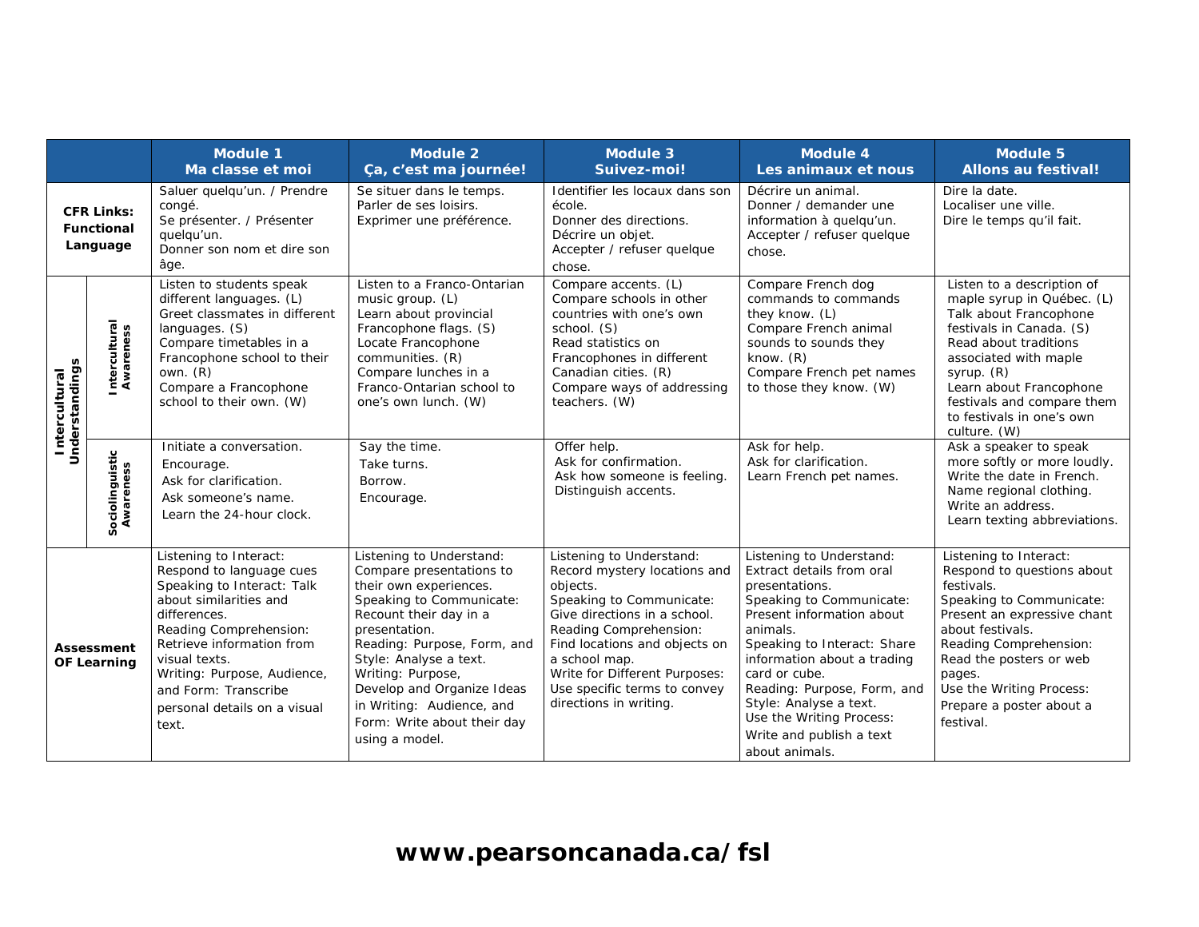| | | Module 1<br>Ma classe et moi | Module 2<br>Ça, c'est ma journée! | Module 3<br>Suivez-moi! | Module 4<br>Les animaux et nous | Module 5<br>Allons au festival! |
|---|---|---|---|---|---|---|
| **CFR Links: Functional Language** | | Saluer quelqu'un. / Prendre congé.<br>Se présenter. / Présenter quelqu'un.<br>Donner son nom et dire son âge. | Se situer dans le temps.<br>Parler de ses loisirs.<br>Exprimer une préférence. | Identifier les locaux dans son école.<br>Donner des directions.<br>Décrire un objet.<br>Accepter / refuser quelque chose. | Décrire un animal.<br>Donner / demander une information à quelqu'un.<br>Accepter / refuser quelque chose. | Dire la date.<br>Localiser une ville.<br>Dire le temps qu'il fait. |
| **Intercultural Understandings** | **Intercultural Awareness** | Listen to students speak different languages. (L)<br>Greet classmates in different languages. (S)<br>Compare timetables in a Francophone school to their own. (R)<br>Compare a Francophone school to their own. (W) | Listen to a Franco-Ontarian music group. (L)<br>Learn about provincial Francophone flags. (S)<br>Locate Francophone communities. (R)<br>Compare lunches in a Franco-Ontarian school to one's own lunch. (W) | Compare accents. (L)<br>Compare schools in other countries with one's own school. (S)<br>Read statistics on Francophones in different Canadian cities. (R)<br>Compare ways of addressing teachers. (W) | Compare French dog commands to commands they know. (L)<br>Compare French animal sounds to sounds they know. (R)<br>Compare French pet names to those they know. (W) | Listen to a description of maple syrup in Québec. (L)<br>Talk about Francophone festivals in Canada. (S)<br>Read about traditions associated with maple syrup. (R)<br>Learn about Francophone festivals and compare them to festivals in one's own culture. (W) |
| | **Sociolinguistic Awareness** | Initiate a conversation.<br>Encourage.<br>Ask for clarification.<br>Ask someone's name.<br>Learn the 24-hour clock. | Say the time.<br>Take turns.<br>Borrow.<br>Encourage. | Offer help.<br>Ask for confirmation.<br>Ask how someone is feeling.<br>Distinguish accents. | Ask for help.<br>Ask for clarification.<br>Learn French pet names. | Ask a speaker to speak more softly or more loudly.<br>Write the date in French.<br>Name regional clothing.<br>Write an address.<br>Learn texting abbreviations. |
| **Assessment OF Learning** | | Listening to Interact: Respond to language cues<br>Speaking to Interact: Talk about similarities and differences.<br>Reading Comprehension: Retrieve information from visual texts.<br>Writing: Purpose, Audience, and Form: Transcribe personal details on a visual text. | Listening to Understand: Compare presentations to their own experiences.<br>Speaking to Communicate: Recount their day in a presentation.<br>Reading: Purpose, Form, and Style: Analyse a text.<br>Writing: Purpose, Develop and Organize Ideas in Writing: Audience, and Form: Write about their day using a model. | Listening to Understand: Record mystery locations and objects.<br>Speaking to Communicate: Give directions in a school.<br>Reading Comprehension: Find locations and objects on a school map.<br>Write for Different Purposes: Use specific terms to convey directions in writing. | Listening to Understand: Extract details from oral presentations.<br>Speaking to Communicate: Present information about animals.<br>Speaking to Interact: Share information about a trading card or cube.<br>Reading: Purpose, Form, and Style: Analyse a text.<br>Use the Writing Process: Write and publish a text about animals. | Listening to Interact: Respond to questions about festivals.<br>Speaking to Communicate: Present an expressive chant about festivals.<br>Reading Comprehension: Read the posters or web pages.<br>Use the Writing Process: Prepare a poster about a festival. |

**www.pearsoncanada.ca/fsl**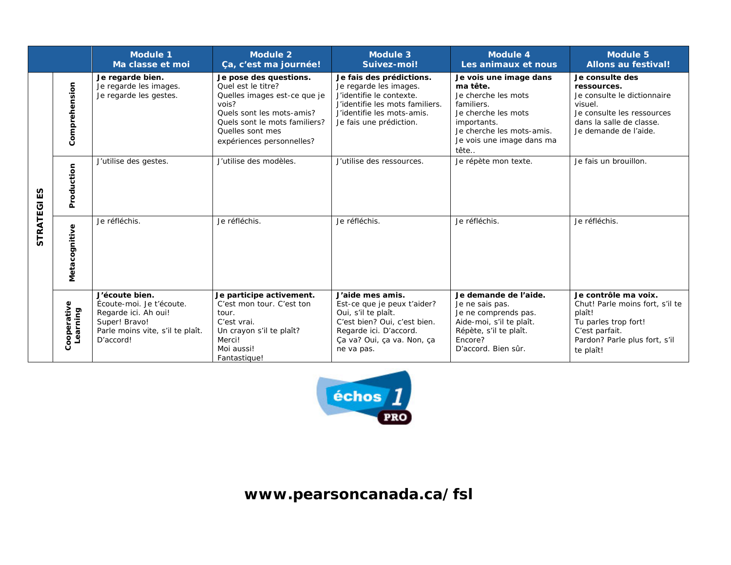| | | Module 1<br>Ma classe et moi | Module 2<br>Ça, c'est ma journée! | Module 3<br>Suivez-moi! | Module 4<br>Les animaux et nous | Module 5<br>Allons au festival! |
|---|---|---|---|---|---|---|
| STRATEGIES | Comprehension | **Je regarde bien.**<br>Je regarde les images.<br>Je regarde les gestes. | **Je pose des questions.**<br>Quel est le titre?<br>Quelles images est-ce que je vois?<br>Quels sont les mots-amis?<br>Quels sont le mots familiers?<br>Quelles sont mes expériences personnelles? | **Je fais des prédictions.**<br>Je regarde les images.<br>J'identifie le contexte.<br>J'identifie les mots familiers.<br>J'identifie les mots-amis.<br>Je fais une prédiction. | **Je vois une image dans ma tête.**<br>Je cherche les mots familiers.<br>Je cherche les mots importants.<br>Je cherche les mots-amis.<br>Je vois une image dans ma tête.. | **Je consulte des ressources.**<br>Je consulte le dictionnaire visuel.<br>Je consulte les ressources dans la salle de classe.<br>Je demande de l'aide. |
| | Production | J'utilise des gestes. | J'utilise des modèles. | J'utilise des ressources. | Je répète mon texte. | Je fais un brouillon. |
| | Metacognitive | Je réfléchis. | Je réfléchis. | Je réfléchis. | Je réfléchis. | Je réfléchis. |
| | Cooperative Learning | **J'écoute bien.**<br>Écoute-moi. Je t'écoute.<br>Regarde ici. Ah oui!<br>Super! Bravo!<br>Parle moins vite, s'il te plaît.<br>D'accord! | **Je participe activement.**<br>C'est mon tour. C'est ton tour.<br>C'est vrai.<br>Un crayon s'il te plaît?<br>Merci!<br>Moi aussi!<br>Fantastique! | **J'aide mes amis.**<br>Est-ce que je peux t'aider?<br>Oui, s'il te plaît.<br>C'est bien? Oui, c'est bien.<br>Regarde ici. D'accord.<br>Ça va? Oui, ça va. Non, ça ne va pas. | **Je demande de l'aide.**<br>Je ne sais pas.<br>Je ne comprends pas.<br>Aide-moi, s'il te plaît.<br>Répète, s'il te plaît.<br>Encore?<br>D'accord. Bien sûr. | **Je contrôle ma voix.**<br>Chut! Parle moins fort, s'il te plaît!<br>Tu parles trop fort!<br>C'est parfait.<br>Pardon? Parle plus fort, s'il te plaît! |

échos 1 PRO

**www.pearsoncanada.ca/fsl**